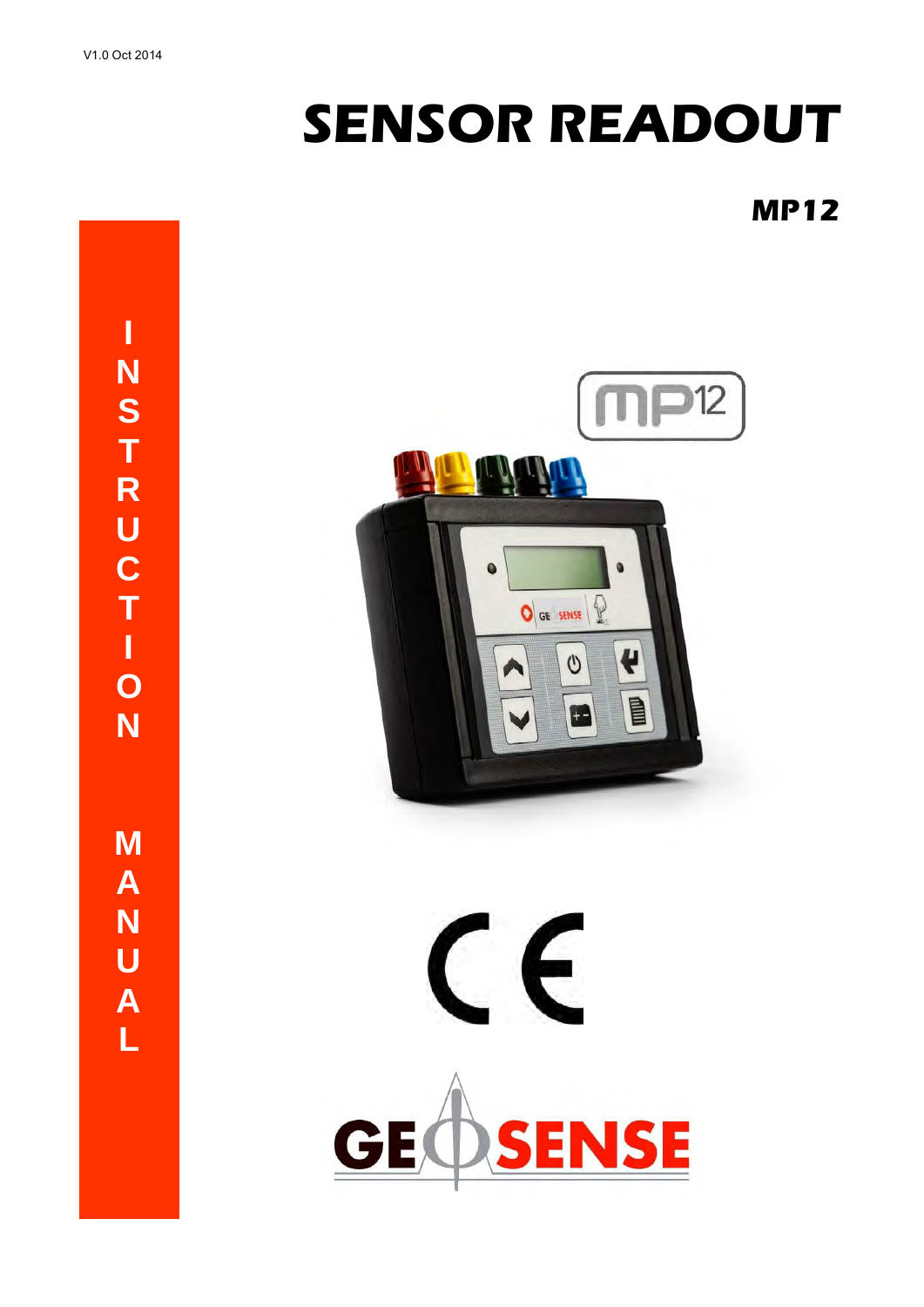V1.0 Oct 2014

# SENSOR READOUT

## MP12

INSTRUCTION MANUAL

GEOSENSE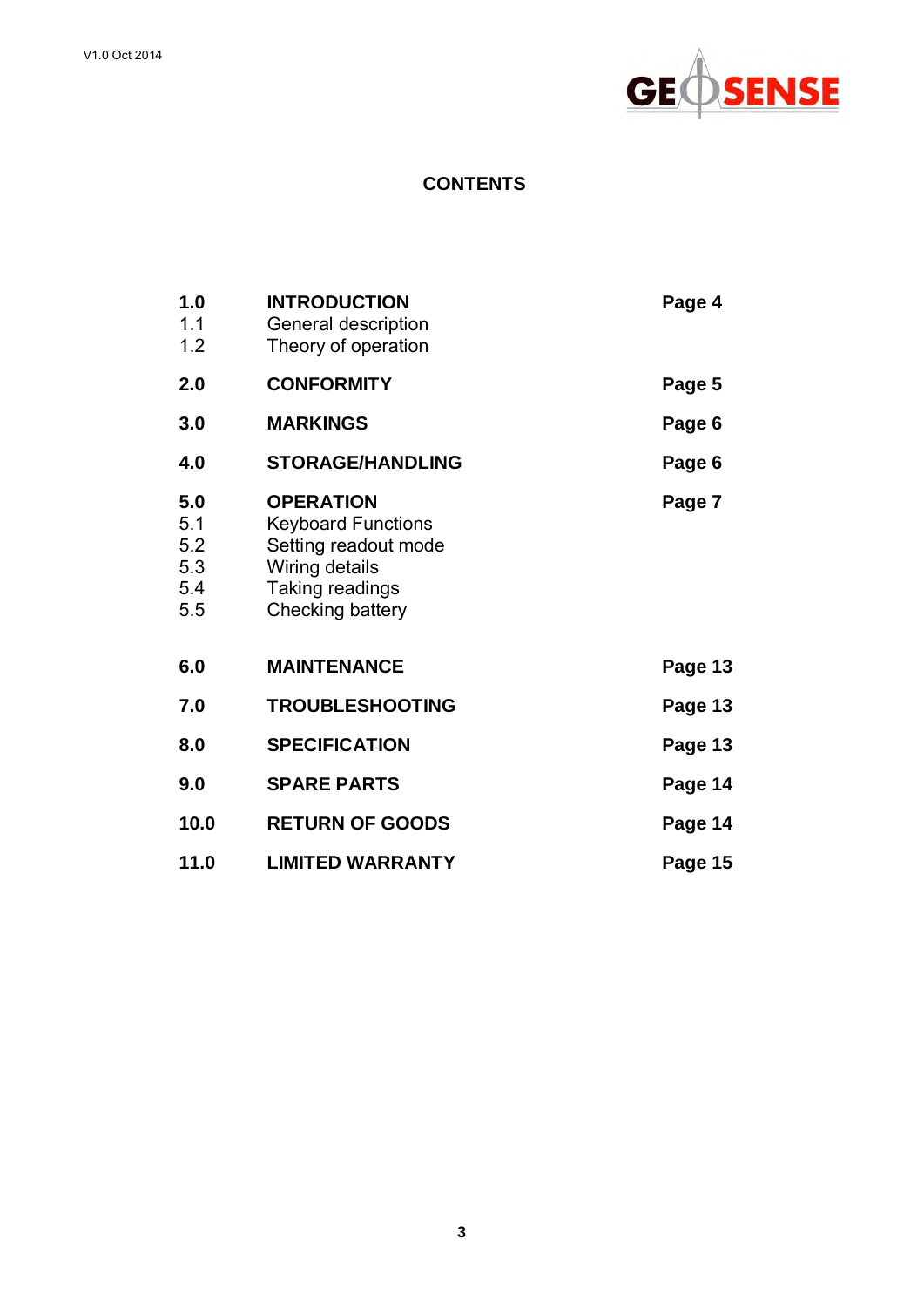## CONTENTS

| | | |
|---|---|---|
| **1.0** | **INTRODUCTION** | **Page 4** |
| 1.1 | General description | |
| 1.2 | Theory of operation | |
| **2.0** | **CONFORMITY** | **Page 5** |
| **3.0** | **MARKINGS** | **Page 6** |
| **4.0** | **STORAGE/HANDLING** | **Page 6** |
| **5.0** | **OPERATION** | **Page 7** |
| 5.1 | Keyboard Functions | |
| 5.2 | Setting readout mode | |
| 5.3 | Wiring details | |
| 5.4 | Taking readings | |
| 5.5 | Checking battery | |
| **6.0** | **MAINTENANCE** | **Page 13** |
| **7.0** | **TROUBLESHOOTING** | **Page 13** |
| **8.0** | **SPECIFICATION** | **Page 13** |
| **9.0** | **SPARE PARTS** | **Page 14** |
| **10.0** | **RETURN OF GOODS** | **Page 14** |
| **11.0** | **LIMITED WARRANTY** | **Page 15** |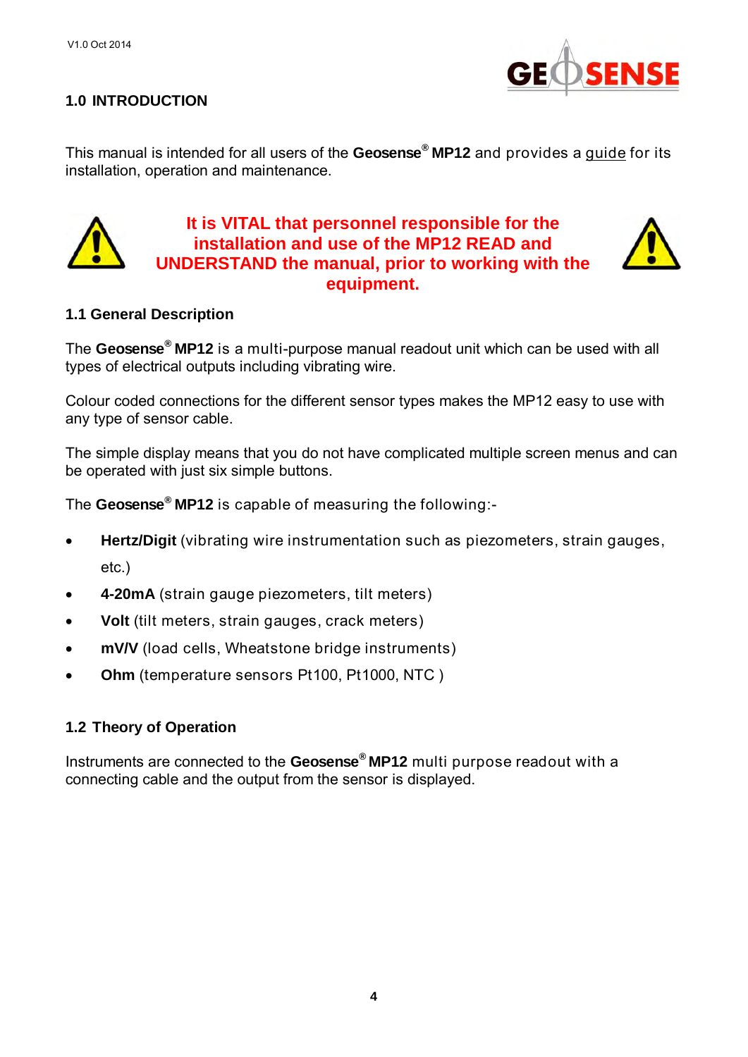## 1.0 INTRODUCTION

This manual is intended for all users of the **Geosense® MP12** and provides a guide for its installation, operation and maintenance.

**It is VITAL that personnel responsible for the installation and use of the MP12 READ and UNDERSTAND the manual, prior to working with the equipment.**

### 1.1 General Description

The **Geosense® MP12** is a multi-purpose manual readout unit which can be used with all types of electrical outputs including vibrating wire.

Colour coded connections for the different sensor types makes the MP12 easy to use with any type of sensor cable.

The simple display means that you do not have complicated multiple screen menus and can be operated with just six simple buttons.

The **Geosense® MP12** is capable of measuring the following:-

- **Hertz/Digit** (vibrating wire instrumentation such as piezometers, strain gauges, etc.)
- **4-20mA** (strain gauge piezometers, tilt meters)
- **Volt** (tilt meters, strain gauges, crack meters)
- **mV/V** (load cells, Wheatstone bridge instruments)
- **Ohm** (temperature sensors Pt100, Pt1000, NTC )

### 1.2 Theory of Operation

Instruments are connected to the **Geosense® MP12** multi purpose readout with a connecting cable and the output from the sensor is displayed.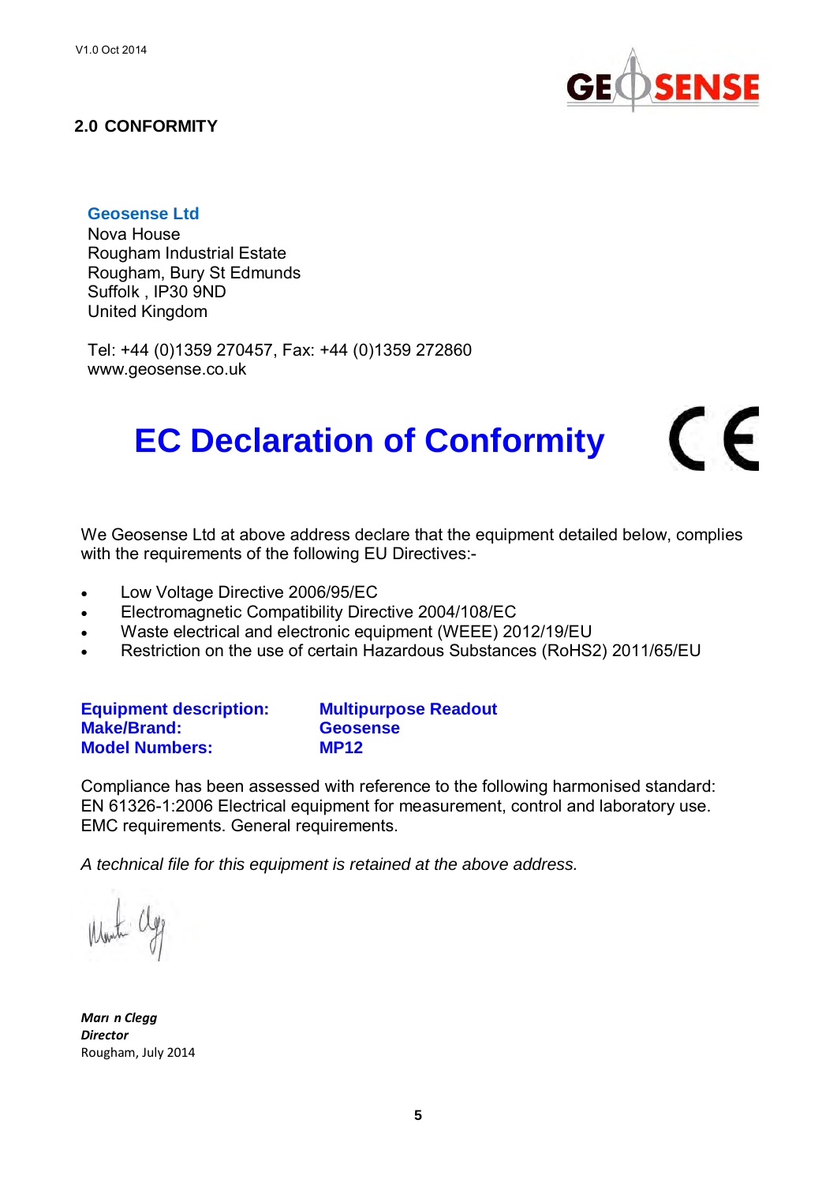## 2.0 CONFORMITY

**Geosense Ltd**
Nova House
Rougham Industrial Estate
Rougham, Bury St Edmunds
Suffolk , IP30 9ND
United Kingdom

Tel: +44 (0)1359 270457, Fax: +44 (0)1359 272860
www.geosense.co.uk

# EC Declaration of Conformity

We Geosense Ltd at above address declare that the equipment detailed below, complies with the requirements of the following EU Directives:-

- Low Voltage Directive 2006/95/EC
- Electromagnetic Compatibility Directive 2004/108/EC
- Waste electrical and electronic equipment (WEEE) 2012/19/EU
- Restriction on the use of certain Hazardous Substances (RoHS2) 2011/65/EU

**Equipment description:** **Multipurpose Readout**
**Make/Brand:** **Geosense**
**Model Numbers:** **MP12**

Compliance has been assessed with reference to the following harmonised standard:
EN 61326-1:2006 Electrical equipment for measurement, control and laboratory use. EMC requirements. General requirements.

*A technical file for this equipment is retained at the above address.*

***Marı n Clegg***
***Director***
Rougham, July 2014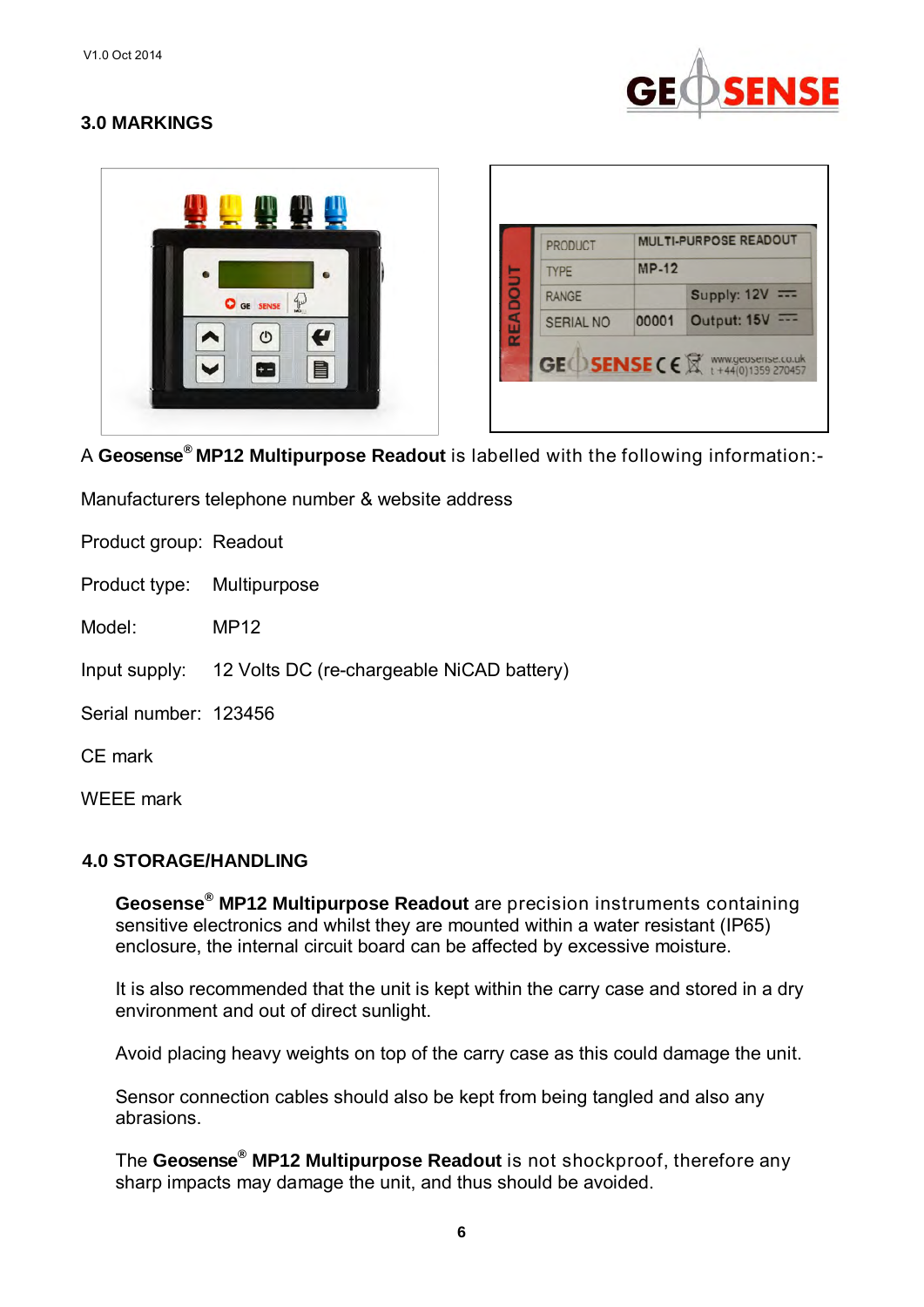## 3.0 MARKINGS

A **Geosense® MP12 Multipurpose Readout** is labelled with the following information:-

Manufacturers telephone number & website address

Product group: Readout

Product type: Multipurpose

Model: MP12

Input supply: 12 Volts DC (re-chargeable NiCAD battery)

Serial number: 123456

CE mark

WEEE mark

## 4.0 STORAGE/HANDLING

**Geosense® MP12 Multipurpose Readout** are precision instruments containing sensitive electronics and whilst they are mounted within a water resistant (IP65) enclosure, the internal circuit board can be affected by excessive moisture.

It is also recommended that the unit is kept within the carry case and stored in a dry environment and out of direct sunlight.

Avoid placing heavy weights on top of the carry case as this could damage the unit.

Sensor connection cables should also be kept from being tangled and also any abrasions.

The **Geosense® MP12 Multipurpose Readout** is not shockproof, therefore any sharp impacts may damage the unit, and thus should be avoided.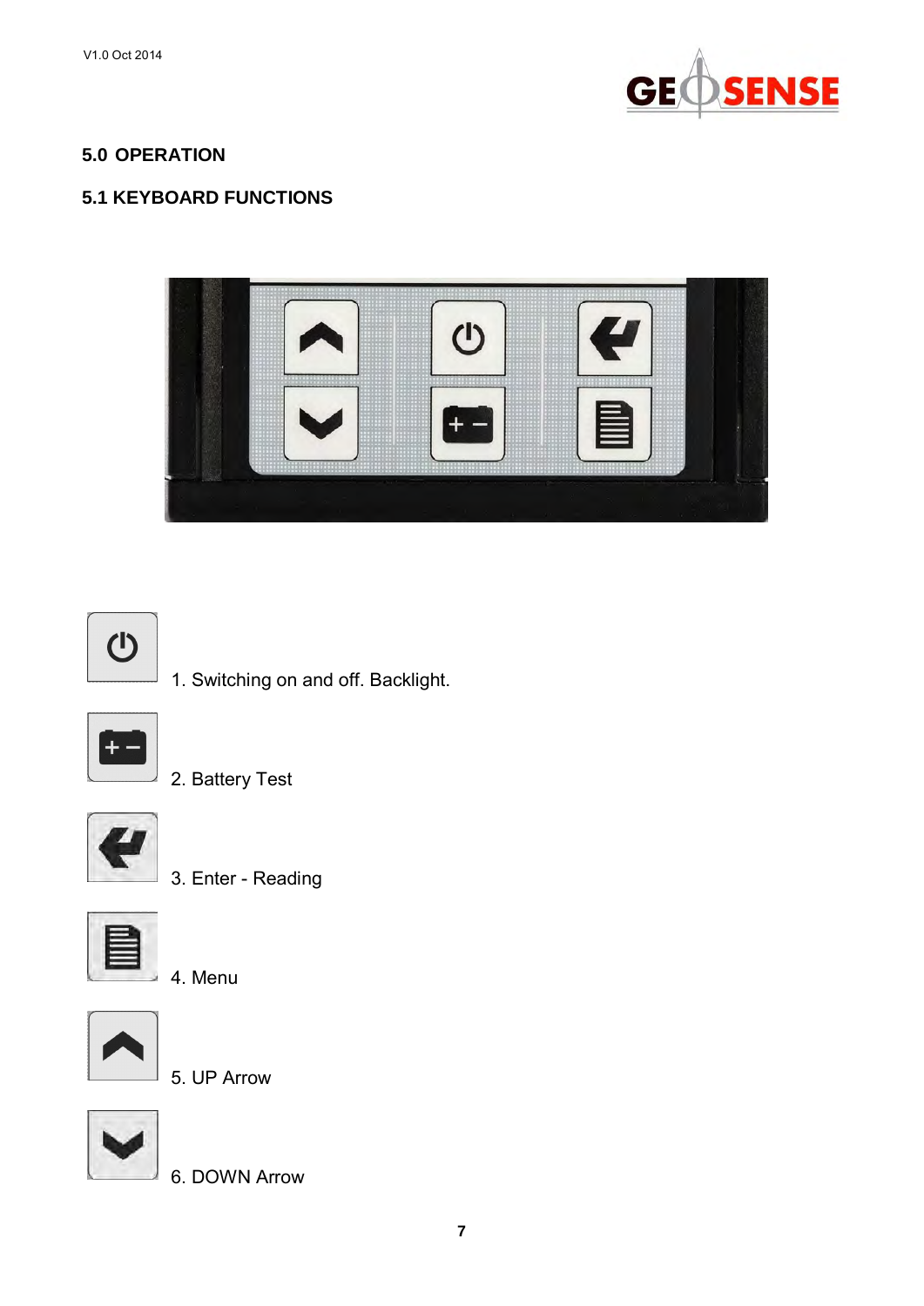## 5.0 OPERATION

### 5.1 KEYBOARD FUNCTIONS

1. Switching on and off. Backlight.
2. Battery Test
3. Enter - Reading
4. Menu
5. UP Arrow
6. DOWN Arrow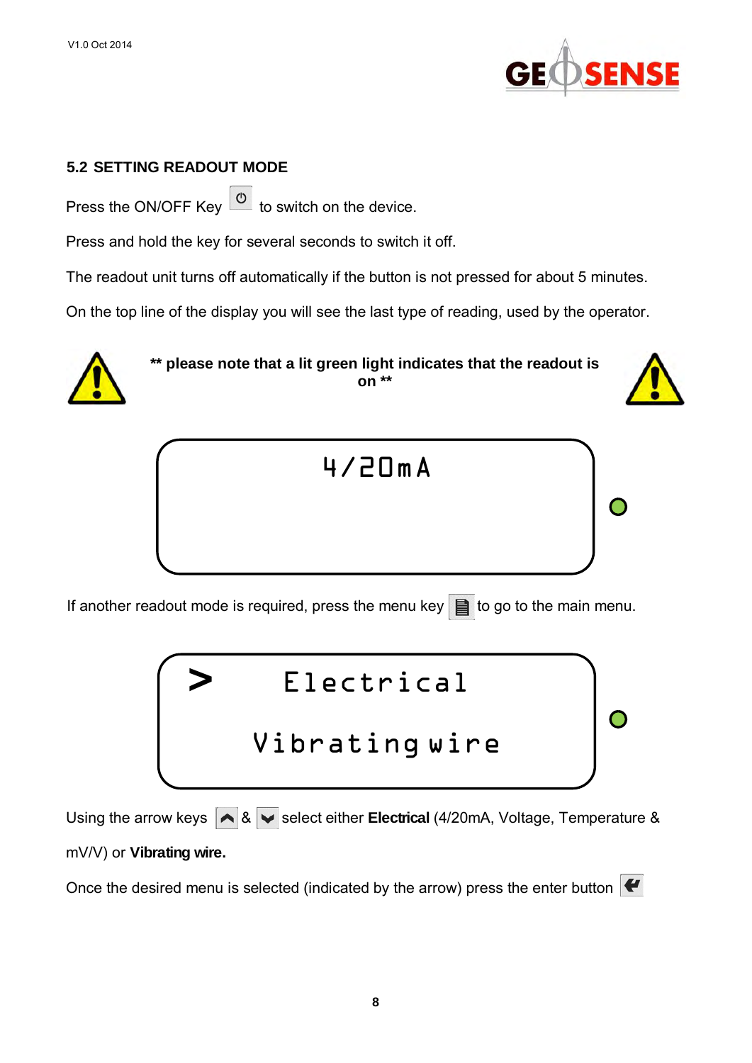## 5.2 SETTING READOUT MODE

Press the ON/OFF Key to switch on the device.

Press and hold the key for several seconds to switch it off.

The readout unit turns off automatically if the button is not pressed for about 5 minutes.

On the top line of the display you will see the last type of reading, used by the operator.

**\*\* please note that a lit green light indicates that the readout is on \*\***

```
4/20mA
```

If another readout mode is required, press the menu key to go to the main menu.

```
>    Electrical

   Vibrating wire
```

Using the arrow keys & select either **Electrical** (4/20mA, Voltage, Temperature & mV/V) or **Vibrating wire.**

Once the desired menu is selected (indicated by the arrow) press the enter button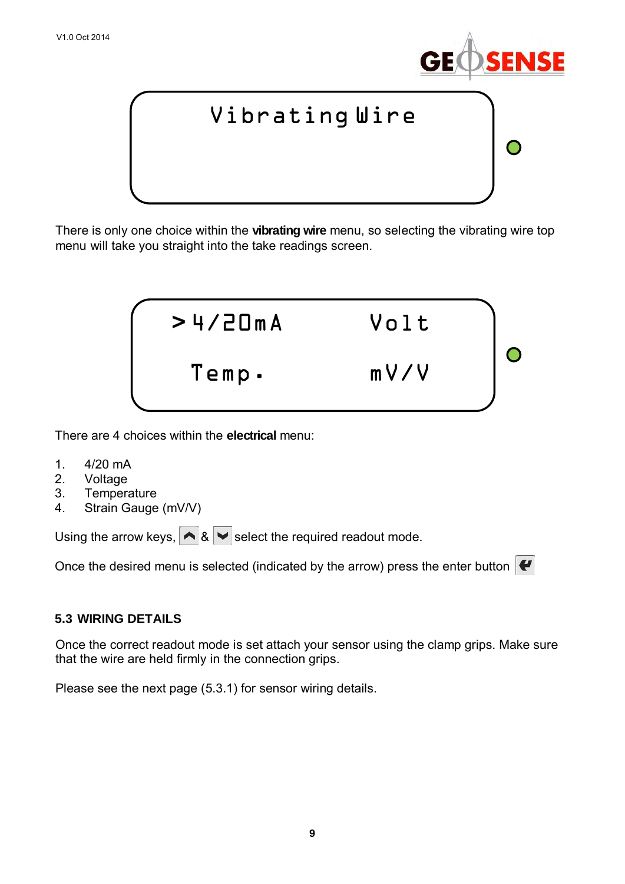```
Vibrating Wire
```

There is only one choice within the **vibrating wire** menu, so selecting the vibrating wire top menu will take you straight into the take readings screen.

```
>4/20mA        Volt

 Temp.         mV/V
```

There are 4 choices within the **electrical** menu:

1. 4/20 mA
2. Voltage
3. Temperature
4. Strain Gauge (mV/V)

Using the arrow keys, [▲] & [▼] select the required readout mode.

Once the desired menu is selected (indicated by the arrow) press the enter button [↵]

### 5.3 WIRING DETAILS

Once the correct readout mode is set attach your sensor using the clamp grips. Make sure that the wire are held firmly in the connection grips.

Please see the next page (5.3.1) for sensor wiring details.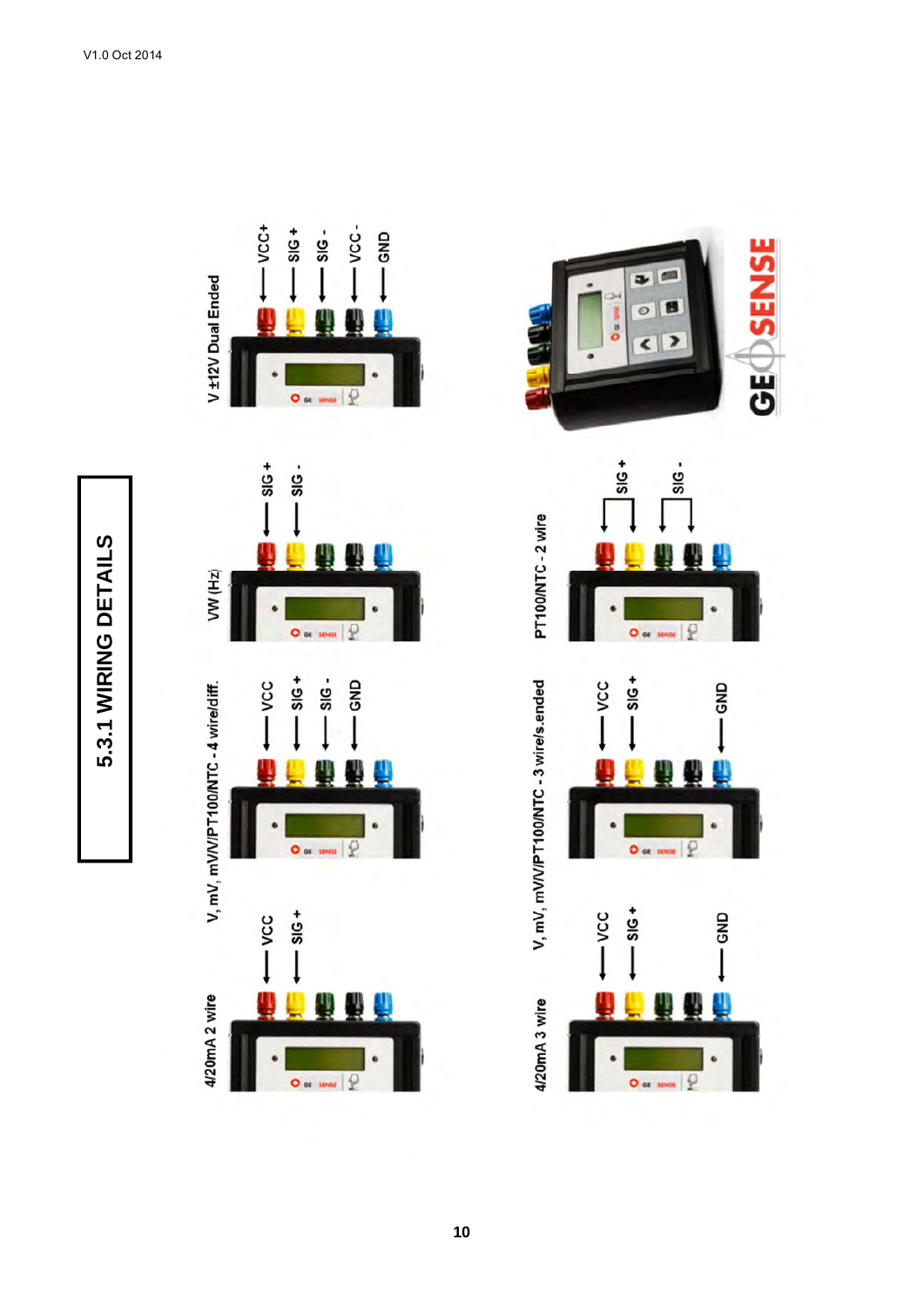# 5.3.1 WIRING DETAILS

4/20mA 2 wire
- VCC
- SIG +

V, mV, mV/V/PT100/NTC - 4 wire/diff.
- VCC
- SIG +
- SIG -
- GND

VW (Hz)
- SIG +
- SIG -

V ±12V Dual Ended
- VCC+
- SIG +
- SIG -
- VCC -
- GND

4/20mA 3 wire
- VCC
- SIG +
- GND

V, mV, mV/V/PT100/NTC - 3 wire/s.ended
- VCC
- SIG +
- GND

PT100/NTC - 2 wire
- SIG +
- SIG -

GEOSENSE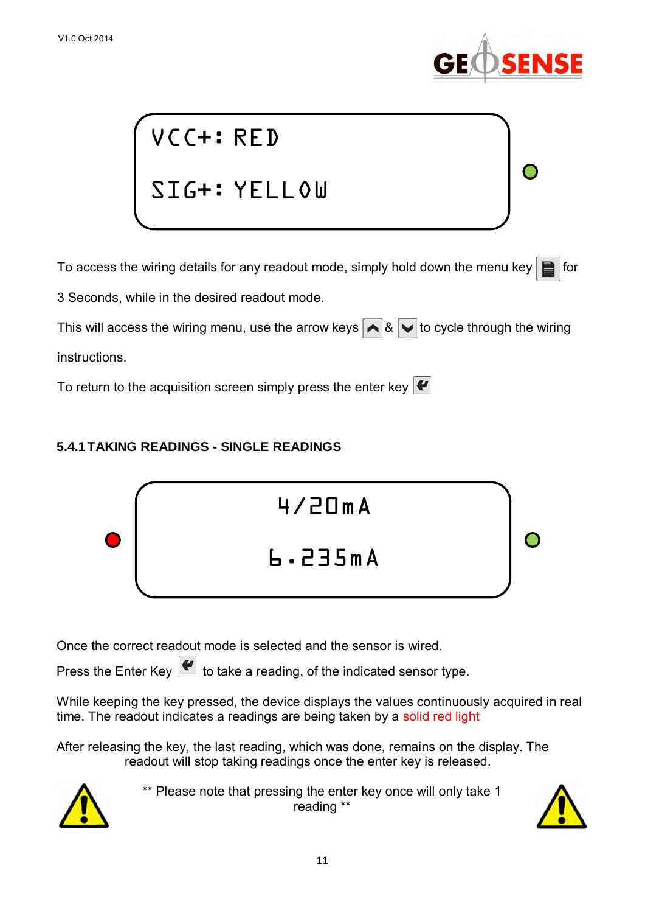VCC+: RED

SIG+: YELLOW

To access the wiring details for any readout mode, simply hold down the menu key for 3 Seconds, while in the desired readout mode.

This will access the wiring menu, use the arrow keys & to cycle through the wiring instructions.

To return to the acquisition screen simply press the enter key

### 5.4.1 TAKING READINGS - SINGLE READINGS

4/20mA

6.235mA

Once the correct readout mode is selected and the sensor is wired.

Press the Enter Key to take a reading, of the indicated sensor type.

While keeping the key pressed, the device displays the values continuously acquired in real time. The readout indicates a readings are being taken by a solid red light

After releasing the key, the last reading, which was done, remains on the display. The readout will stop taking readings once the enter key is released.

** Please note that pressing the enter key once will only take 1 reading **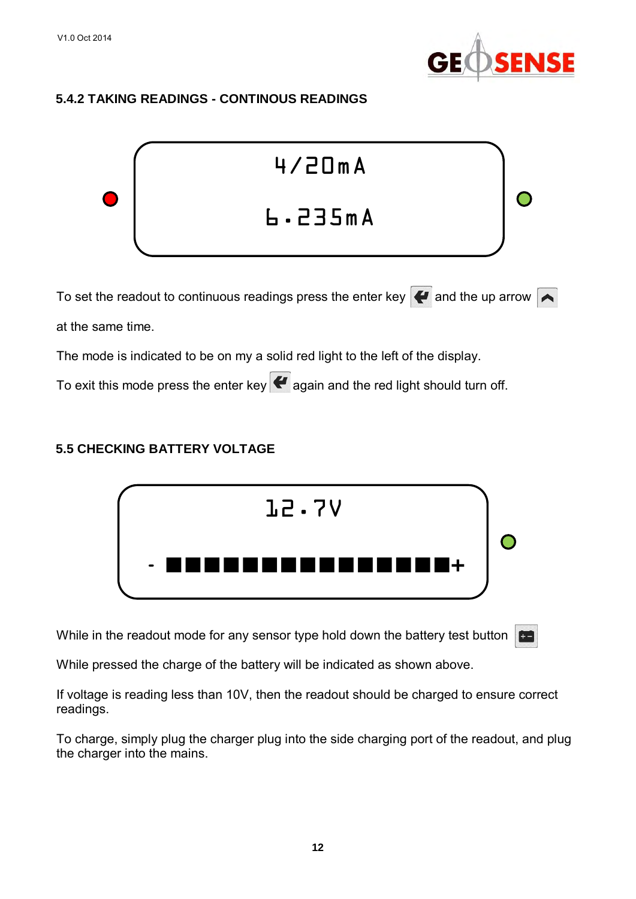### 5.4.2 TAKING READINGS - CONTINOUS READINGS

4/20mA

6.235mA

To set the readout to continuous readings press the enter key and the up arrow at the same time.

The mode is indicated to be on my a solid red light to the left of the display.

To exit this mode press the enter key again and the red light should turn off.

### 5.5 CHECKING BATTERY VOLTAGE

12.7V

\- ■■■■■■■■■■■■■■■■+

While in the readout mode for any sensor type hold down the battery test button

While pressed the charge of the battery will be indicated as shown above.

If voltage is reading less than 10V, then the readout should be charged to ensure correct readings.

To charge, simply plug the charger plug into the side charging port of the readout, and plug the charger into the mains.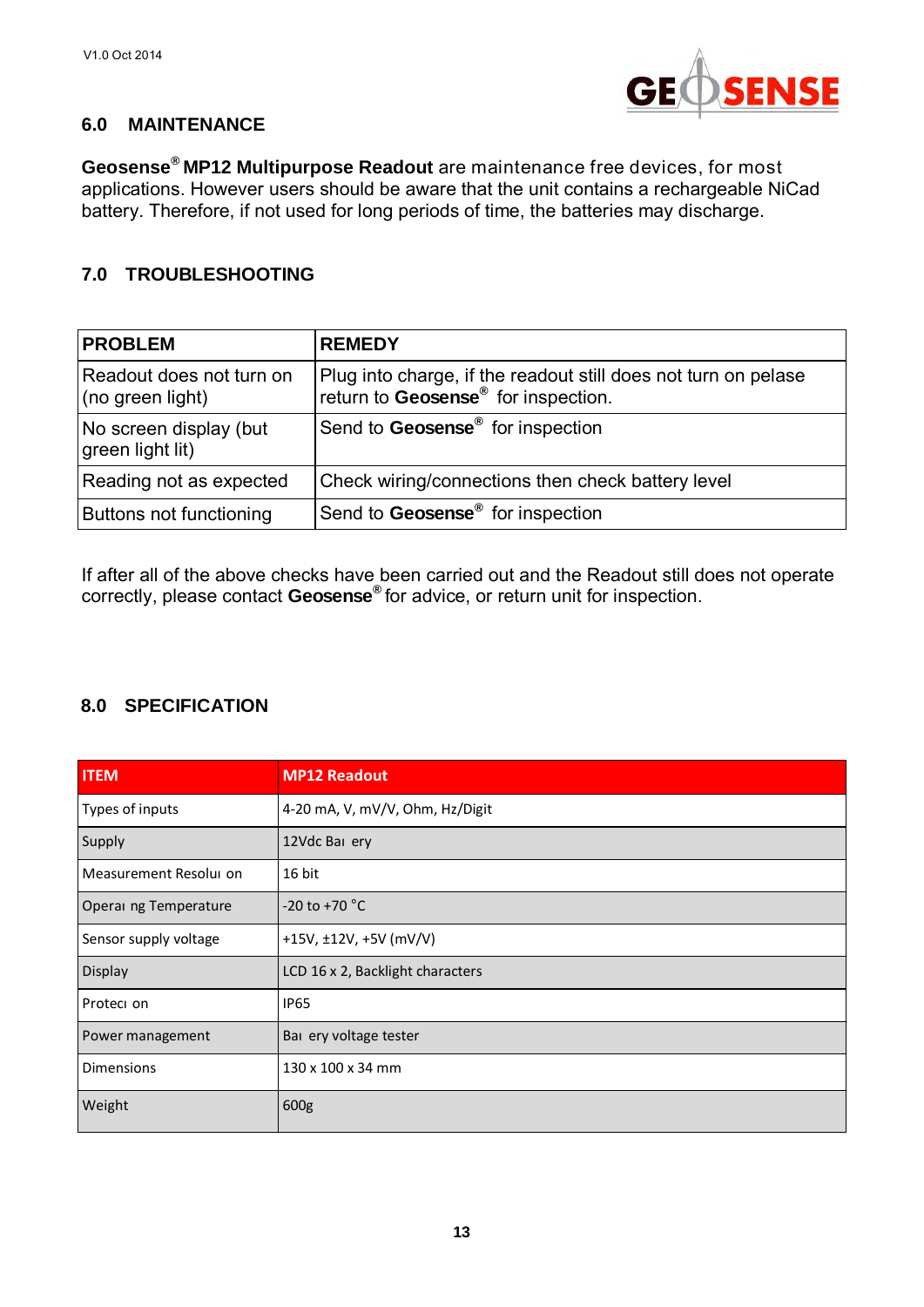## 6.0 MAINTENANCE

**Geosense® MP12 Multipurpose Readout** are maintenance free devices, for most applications. However users should be aware that the unit contains a rechargeable NiCad battery. Therefore, if not used for long periods of time, the batteries may discharge.

## 7.0 TROUBLESHOOTING

| PROBLEM | REMEDY |
|---|---|
| Readout does not turn on (no green light) | Plug into charge, if the readout still does not turn on pelase return to **Geosense®** for inspection. |
| No screen display (but green light lit) | Send to **Geosense®** for inspection |
| Reading not as expected | Check wiring/connections then check battery level |
| Buttons not functioning | Send to **Geosense®** for inspection |

If after all of the above checks have been carried out and the Readout still does not operate correctly, please contact **Geosense®** for advice, or return unit for inspection.

## 8.0 SPECIFICATION

| ITEM | MP12 Readout |
|---|---|
| Types of inputs | 4-20 mA, V, mV/V, Ohm, Hz/Digit |
| Supply | 12Vdc Battery |
| Measurement Resolution | 16 bit |
| Operating Temperature | -20 to +70 °C |
| Sensor supply voltage | +15V, ±12V, +5V (mV/V) |
| Display | LCD 16 x 2, Backlight characters |
| Protection | IP65 |
| Power management | Battery voltage tester |
| Dimensions | 130 x 100 x 34 mm |
| Weight | 600g |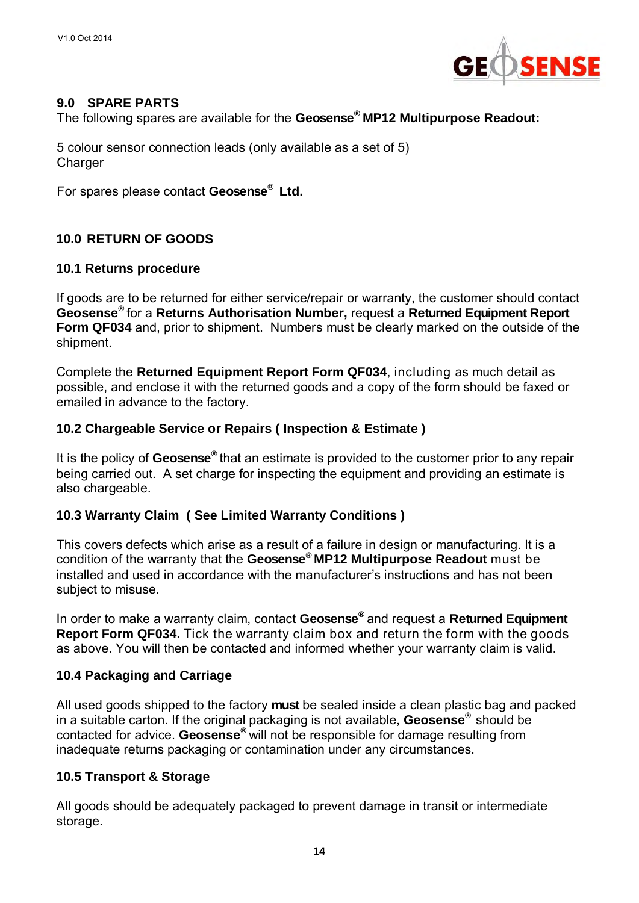## 9.0 SPARE PARTS

The following spares are available for the **Geosense® MP12 Multipurpose Readout:**

5 colour sensor connection leads (only available as a set of 5)
Charger

For spares please contact **Geosense® Ltd.**

## 10.0 RETURN OF GOODS

### 10.1 Returns procedure

If goods are to be returned for either service/repair or warranty, the customer should contact **Geosense®** for a **Returns Authorisation Number,** request a **Returned Equipment Report Form QF034** and, prior to shipment. Numbers must be clearly marked on the outside of the shipment.

Complete the **Returned Equipment Report Form QF034**, including as much detail as possible, and enclose it with the returned goods and a copy of the form should be faxed or emailed in advance to the factory.

### 10.2 Chargeable Service or Repairs ( Inspection & Estimate )

It is the policy of **Geosense®** that an estimate is provided to the customer prior to any repair being carried out. A set charge for inspecting the equipment and providing an estimate is also chargeable.

### 10.3 Warranty Claim ( See Limited Warranty Conditions )

This covers defects which arise as a result of a failure in design or manufacturing. It is a condition of the warranty that the **Geosense® MP12 Multipurpose Readout** must be installed and used in accordance with the manufacturer's instructions and has not been subject to misuse.

In order to make a warranty claim, contact **Geosense®** and request a **Returned Equipment Report Form QF034.** Tick the warranty claim box and return the form with the goods as above. You will then be contacted and informed whether your warranty claim is valid.

### 10.4 Packaging and Carriage

All used goods shipped to the factory **must** be sealed inside a clean plastic bag and packed in a suitable carton. If the original packaging is not available, **Geosense®** should be contacted for advice. **Geosense®** will not be responsible for damage resulting from inadequate returns packaging or contamination under any circumstances.

### 10.5 Transport & Storage

All goods should be adequately packaged to prevent damage in transit or intermediate storage.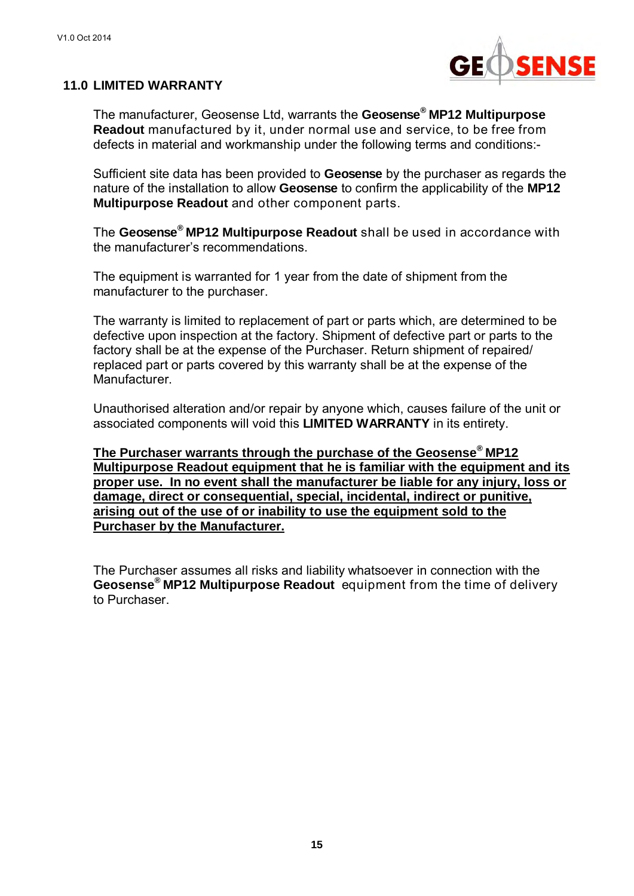## 11.0 LIMITED WARRANTY

The manufacturer, Geosense Ltd, warrants the **Geosense® MP12 Multipurpose Readout** manufactured by it, under normal use and service, to be free from defects in material and workmanship under the following terms and conditions:-

Sufficient site data has been provided to **Geosense** by the purchaser as regards the nature of the installation to allow **Geosense** to confirm the applicability of the **MP12 Multipurpose Readout** and other component parts.

The **Geosense® MP12 Multipurpose Readout** shall be used in accordance with the manufacturer's recommendations.

The equipment is warranted for 1 year from the date of shipment from the manufacturer to the purchaser.

The warranty is limited to replacement of part or parts which, are determined to be defective upon inspection at the factory. Shipment of defective part or parts to the factory shall be at the expense of the Purchaser. Return shipment of repaired/ replaced part or parts covered by this warranty shall be at the expense of the Manufacturer.

Unauthorised alteration and/or repair by anyone which, causes failure of the unit or associated components will void this **LIMITED WARRANTY** in its entirety.

**The Purchaser warrants through the purchase of the Geosense® MP12 Multipurpose Readout equipment that he is familiar with the equipment and its proper use. In no event shall the manufacturer be liable for any injury, loss or damage, direct or consequential, special, incidental, indirect or punitive, arising out of the use of or inability to use the equipment sold to the Purchaser by the Manufacturer.**

The Purchaser assumes all risks and liability whatsoever in connection with the **Geosense® MP12 Multipurpose Readout** equipment from the time of delivery to Purchaser.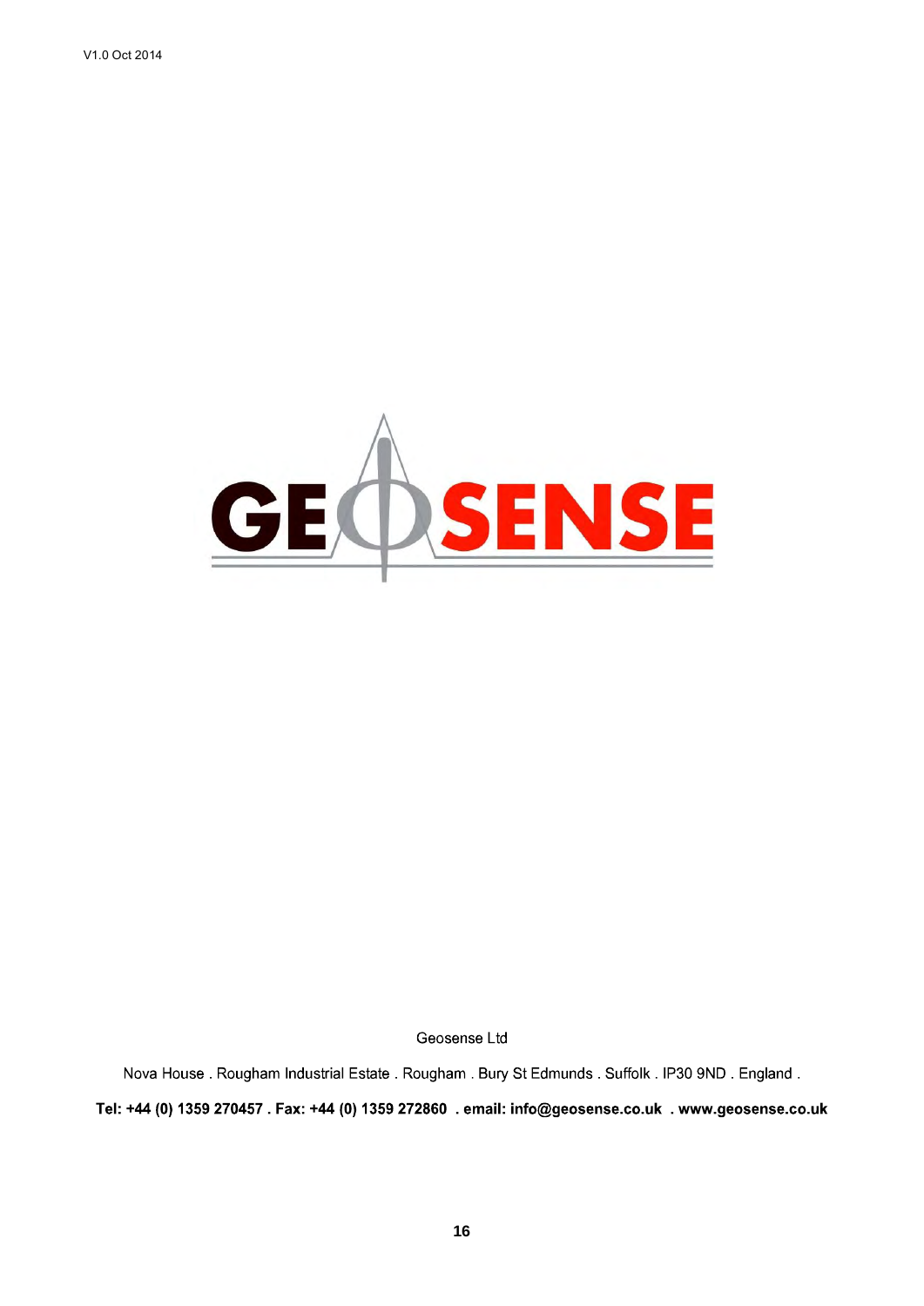GEOSENSE

Geosense Ltd

Nova House . Rougham Industrial Estate . Rougham . Bury St Edmunds . Suffolk . IP30 9ND . England .

**Tel: +44 (0) 1359 270457 . Fax: +44 (0) 1359 272860 . email: info@geosense.co.uk . www.geosense.co.uk**